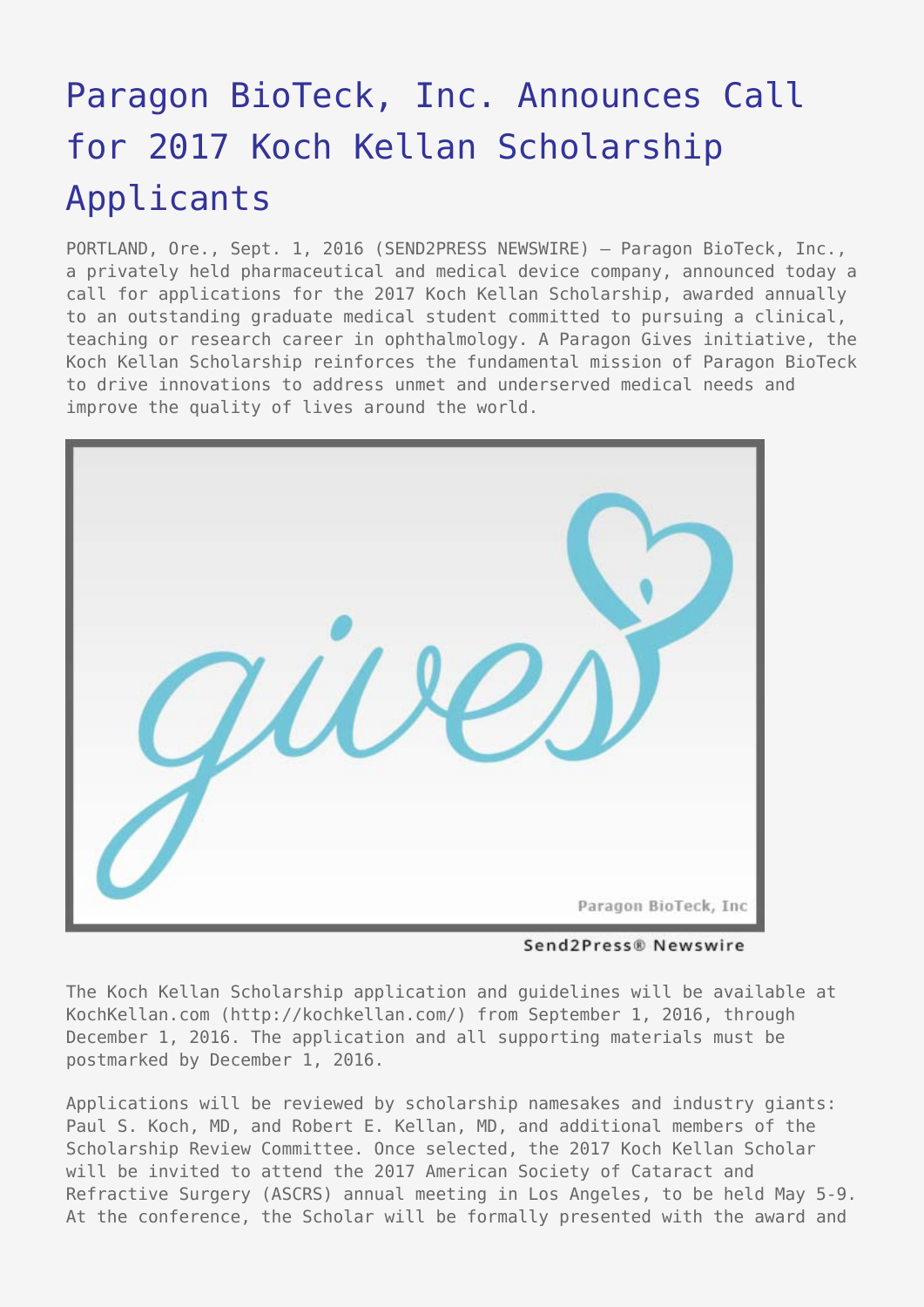# Paragon BioTeck, Inc. Announces Call for 2017 Koch Kellan Scholarship Applicants

PORTLAND, Ore., Sept. 1, 2016 (SEND2PRESS NEWSWIRE) — Paragon BioTeck, Inc., a privately held pharmaceutical and medical device company, announced today a call for applications for the 2017 Koch Kellan Scholarship, awarded annually to an outstanding graduate medical student committed to pursuing a clinical, teaching or research career in ophthalmology. A Paragon Gives initiative, the Koch Kellan Scholarship reinforces the fundamental mission of Paragon BioTeck to drive innovations to address unmet and underserved medical needs and improve the quality of lives around the world.

The Koch Kellan Scholarship application and guidelines will be available at KochKellan.com (http://kochkellan.com/) from September 1, 2016, through December 1, 2016. The application and all supporting materials must be postmarked by December 1, 2016.

Applications will be reviewed by scholarship namesakes and industry giants: Paul S. Koch, MD, and Robert E. Kellan, MD, and additional members of the Scholarship Review Committee. Once selected, the 2017 Koch Kellan Scholar will be invited to attend the 2017 American Society of Cataract and Refractive Surgery (ASCRS) annual meeting in Los Angeles, to be held May 5-9. At the conference, the Scholar will be formally presented with the award and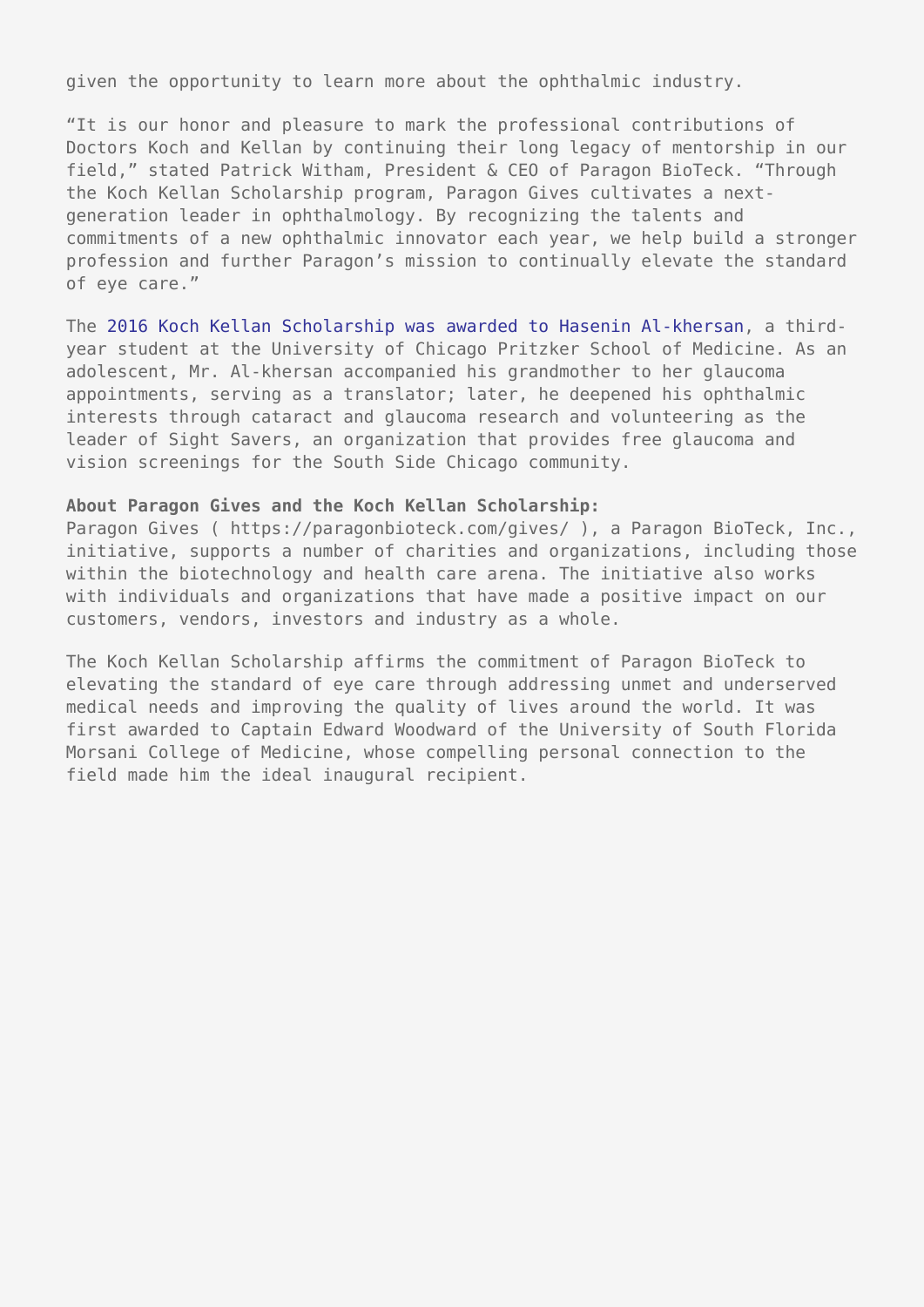given the opportunity to learn more about the ophthalmic industry.

"It is our honor and pleasure to mark the professional contributions of Doctors Koch and Kellan by continuing their long legacy of mentorship in our field," stated Patrick Witham, President & CEO of Paragon BioTeck. "Through the Koch Kellan Scholarship program, Paragon Gives cultivates a next-generation leader in ophthalmology. By recognizing the talents and commitments of a new ophthalmic innovator each year, we help build a stronger profession and further Paragon's mission to continually elevate the standard of eye care."

The 2016 Koch Kellan Scholarship was awarded to Hasenin Al-khersan, a third-year student at the University of Chicago Pritzker School of Medicine. As an adolescent, Mr. Al-khersan accompanied his grandmother to her glaucoma appointments, serving as a translator; later, he deepened his ophthalmic interests through cataract and glaucoma research and volunteering as the leader of Sight Savers, an organization that provides free glaucoma and vision screenings for the South Side Chicago community.

**About Paragon Gives and the Koch Kellan Scholarship:**
Paragon Gives ( https://paragonbioteck.com/gives/ ), a Paragon BioTeck, Inc., initiative, supports a number of charities and organizations, including those within the biotechnology and health care arena. The initiative also works with individuals and organizations that have made a positive impact on our customers, vendors, investors and industry as a whole.

The Koch Kellan Scholarship affirms the commitment of Paragon BioTeck to elevating the standard of eye care through addressing unmet and underserved medical needs and improving the quality of lives around the world. It was first awarded to Captain Edward Woodward of the University of South Florida Morsani College of Medicine, whose compelling personal connection to the field made him the ideal inaugural recipient.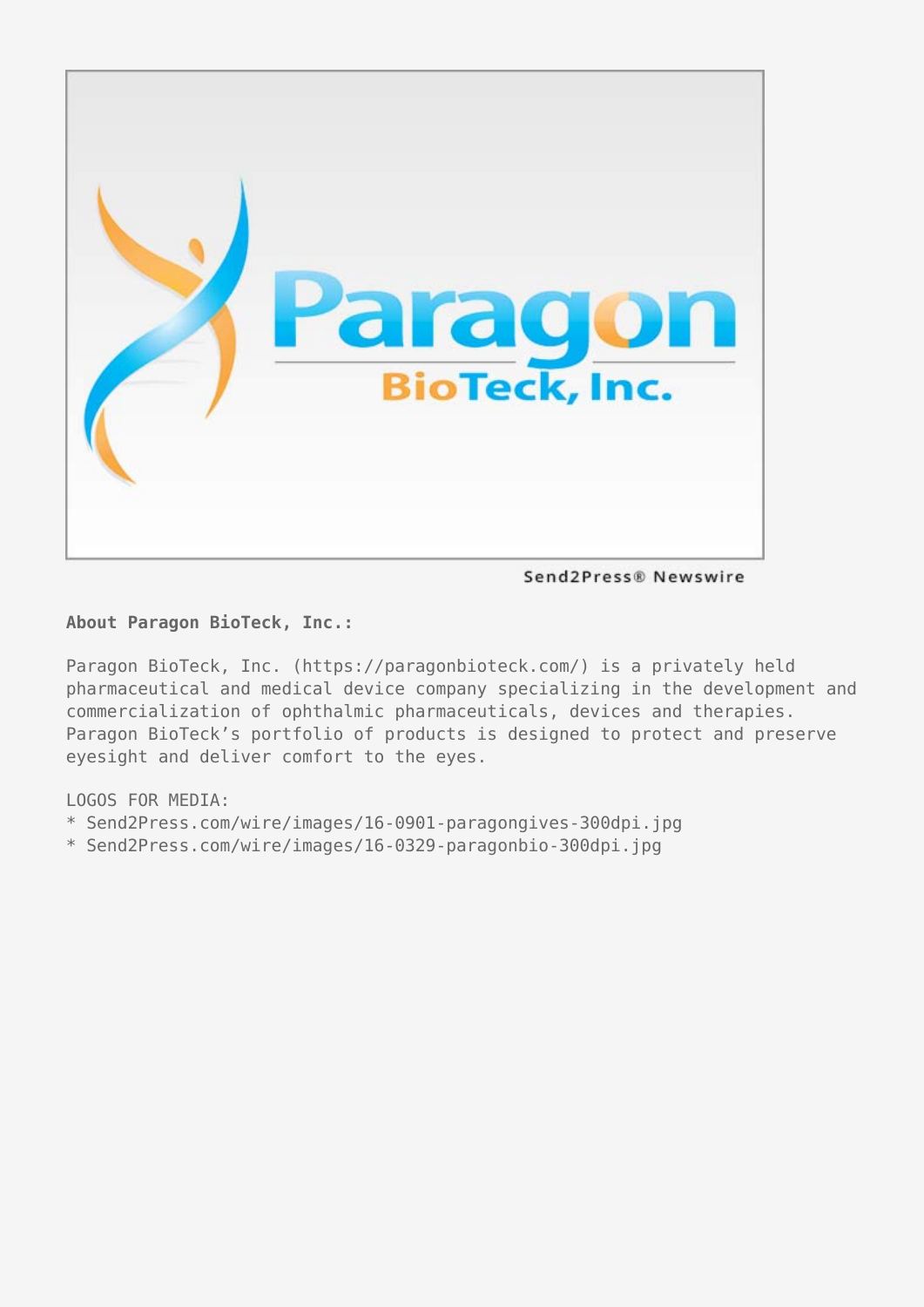Send2Press® Newswire

**About Paragon BioTeck, Inc.:**

Paragon BioTeck, Inc. (https://paragonbioteck.com/) is a privately held pharmaceutical and medical device company specializing in the development and commercialization of ophthalmic pharmaceuticals, devices and therapies. Paragon BioTeck's portfolio of products is designed to protect and preserve eyesight and deliver comfort to the eyes.

LOGOS FOR MEDIA:

* Send2Press.com/wire/images/16-0901-paragongives-300dpi.jpg
* Send2Press.com/wire/images/16-0329-paragonbio-300dpi.jpg